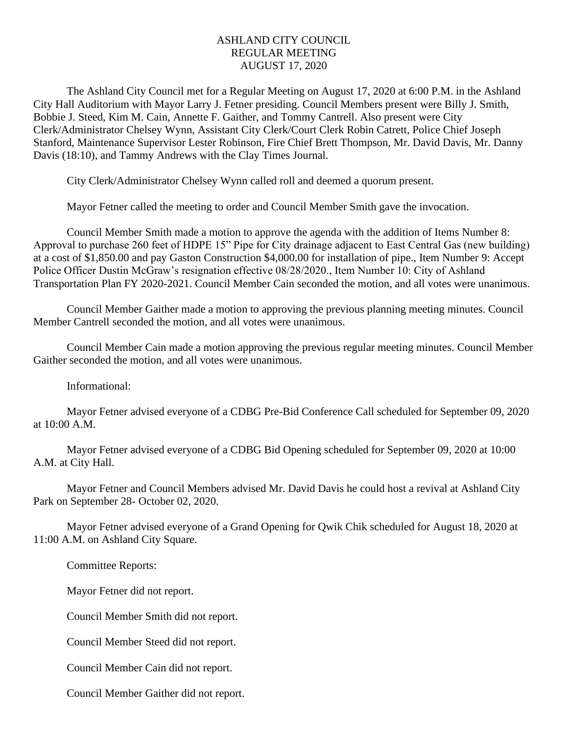# ASHLAND CITY COUNCIL
## REGULAR MEETING
## AUGUST 17, 2020

The Ashland City Council met for a Regular Meeting on August 17, 2020 at 6:00 P.M. in the Ashland City Hall Auditorium with Mayor Larry J. Fetner presiding. Council Members present were Billy J. Smith, Bobbie J. Steed, Kim M. Cain, Annette F. Gaither, and Tommy Cantrell. Also present were City Clerk/Administrator Chelsey Wynn, Assistant City Clerk/Court Clerk Robin Catrett, Police Chief Joseph Stanford, Maintenance Supervisor Lester Robinson, Fire Chief Brett Thompson, Mr. David Davis, Mr. Danny Davis (18:10), and Tammy Andrews with the Clay Times Journal.

City Clerk/Administrator Chelsey Wynn called roll and deemed a quorum present.

Mayor Fetner called the meeting to order and Council Member Smith gave the invocation.

Council Member Smith made a motion to approve the agenda with the addition of Items Number 8: Approval to purchase 260 feet of HDPE 15" Pipe for City drainage adjacent to East Central Gas (new building) at a cost of $1,850.00 and pay Gaston Construction $4,000.00 for installation of pipe., Item Number 9: Accept Police Officer Dustin McGraw's resignation effective 08/28/2020., Item Number 10: City of Ashland Transportation Plan FY 2020-2021. Council Member Cain seconded the motion, and all votes were unanimous.

Council Member Gaither made a motion to approving the previous planning meeting minutes. Council Member Cantrell seconded the motion, and all votes were unanimous.

Council Member Cain made a motion approving the previous regular meeting minutes. Council Member Gaither seconded the motion, and all votes were unanimous.

Informational:

Mayor Fetner advised everyone of a CDBG Pre-Bid Conference Call scheduled for September 09, 2020 at 10:00 A.M.

Mayor Fetner advised everyone of a CDBG Bid Opening scheduled for September 09, 2020 at 10:00 A.M. at City Hall.

Mayor Fetner and Council Members advised Mr. David Davis he could host a revival at Ashland City Park on September 28- October 02, 2020.

Mayor Fetner advised everyone of a Grand Opening for Qwik Chik scheduled for August 18, 2020 at 11:00 A.M. on Ashland City Square.

Committee Reports:

Mayor Fetner did not report.

Council Member Smith did not report.

Council Member Steed did not report.

Council Member Cain did not report.

Council Member Gaither did not report.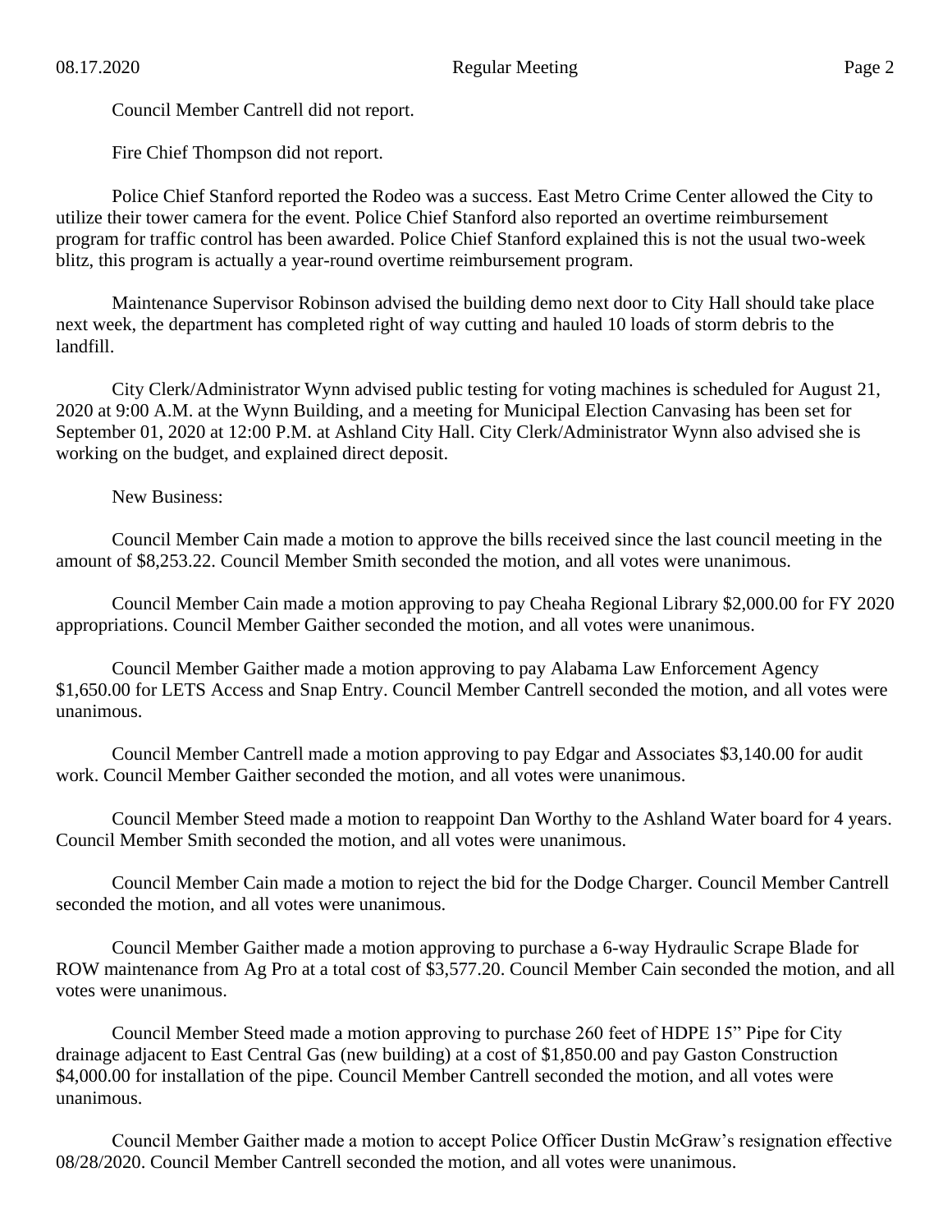Council Member Cantrell did not report.

Fire Chief Thompson did not report.

Police Chief Stanford reported the Rodeo was a success. East Metro Crime Center allowed the City to utilize their tower camera for the event. Police Chief Stanford also reported an overtime reimbursement program for traffic control has been awarded. Police Chief Stanford explained this is not the usual two-week blitz, this program is actually a year-round overtime reimbursement program.

Maintenance Supervisor Robinson advised the building demo next door to City Hall should take place next week, the department has completed right of way cutting and hauled 10 loads of storm debris to the landfill.

City Clerk/Administrator Wynn advised public testing for voting machines is scheduled for August 21, 2020 at 9:00 A.M. at the Wynn Building, and a meeting for Municipal Election Canvasing has been set for September 01, 2020 at 12:00 P.M. at Ashland City Hall. City Clerk/Administrator Wynn also advised she is working on the budget, and explained direct deposit.

New Business:

Council Member Cain made a motion to approve the bills received since the last council meeting in the amount of $8,253.22. Council Member Smith seconded the motion, and all votes were unanimous.

Council Member Cain made a motion approving to pay Cheaha Regional Library $2,000.00 for FY 2020 appropriations. Council Member Gaither seconded the motion, and all votes were unanimous.

Council Member Gaither made a motion approving to pay Alabama Law Enforcement Agency $1,650.00 for LETS Access and Snap Entry. Council Member Cantrell seconded the motion, and all votes were unanimous.

Council Member Cantrell made a motion approving to pay Edgar and Associates $3,140.00 for audit work. Council Member Gaither seconded the motion, and all votes were unanimous.

Council Member Steed made a motion to reappoint Dan Worthy to the Ashland Water board for 4 years. Council Member Smith seconded the motion, and all votes were unanimous.

Council Member Cain made a motion to reject the bid for the Dodge Charger. Council Member Cantrell seconded the motion, and all votes were unanimous.

Council Member Gaither made a motion approving to purchase a 6-way Hydraulic Scrape Blade for ROW maintenance from Ag Pro at a total cost of $3,577.20. Council Member Cain seconded the motion, and all votes were unanimous.

Council Member Steed made a motion approving to purchase 260 feet of HDPE 15" Pipe for City drainage adjacent to East Central Gas (new building) at a cost of $1,850.00 and pay Gaston Construction $4,000.00 for installation of the pipe. Council Member Cantrell seconded the motion, and all votes were unanimous.

Council Member Gaither made a motion to accept Police Officer Dustin McGraw's resignation effective 08/28/2020. Council Member Cantrell seconded the motion, and all votes were unanimous.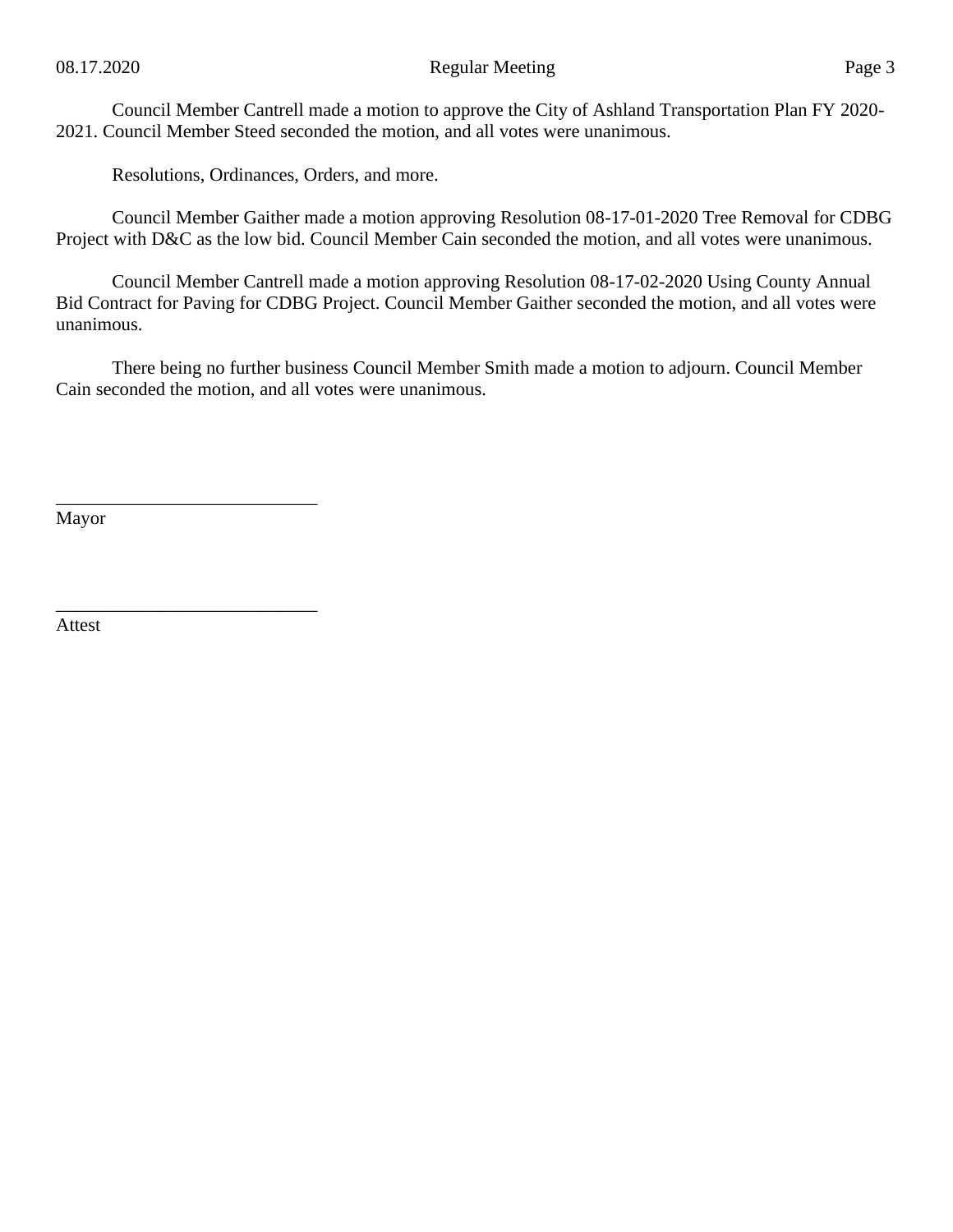Council Member Cantrell made a motion to approve the City of Ashland Transportation Plan FY 2020-2021. Council Member Steed seconded the motion, and all votes were unanimous.

Resolutions, Ordinances, Orders, and more.

Council Member Gaither made a motion approving Resolution 08-17-01-2020 Tree Removal for CDBG Project with D&C as the low bid. Council Member Cain seconded the motion, and all votes were unanimous.

Council Member Cantrell made a motion approving Resolution 08-17-02-2020 Using County Annual Bid Contract for Paving for CDBG Project. Council Member Gaither seconded the motion, and all votes were unanimous.

There being no further business Council Member Smith made a motion to adjourn. Council Member Cain seconded the motion, and all votes were unanimous.

____________________________
Mayor

____________________________
Attest